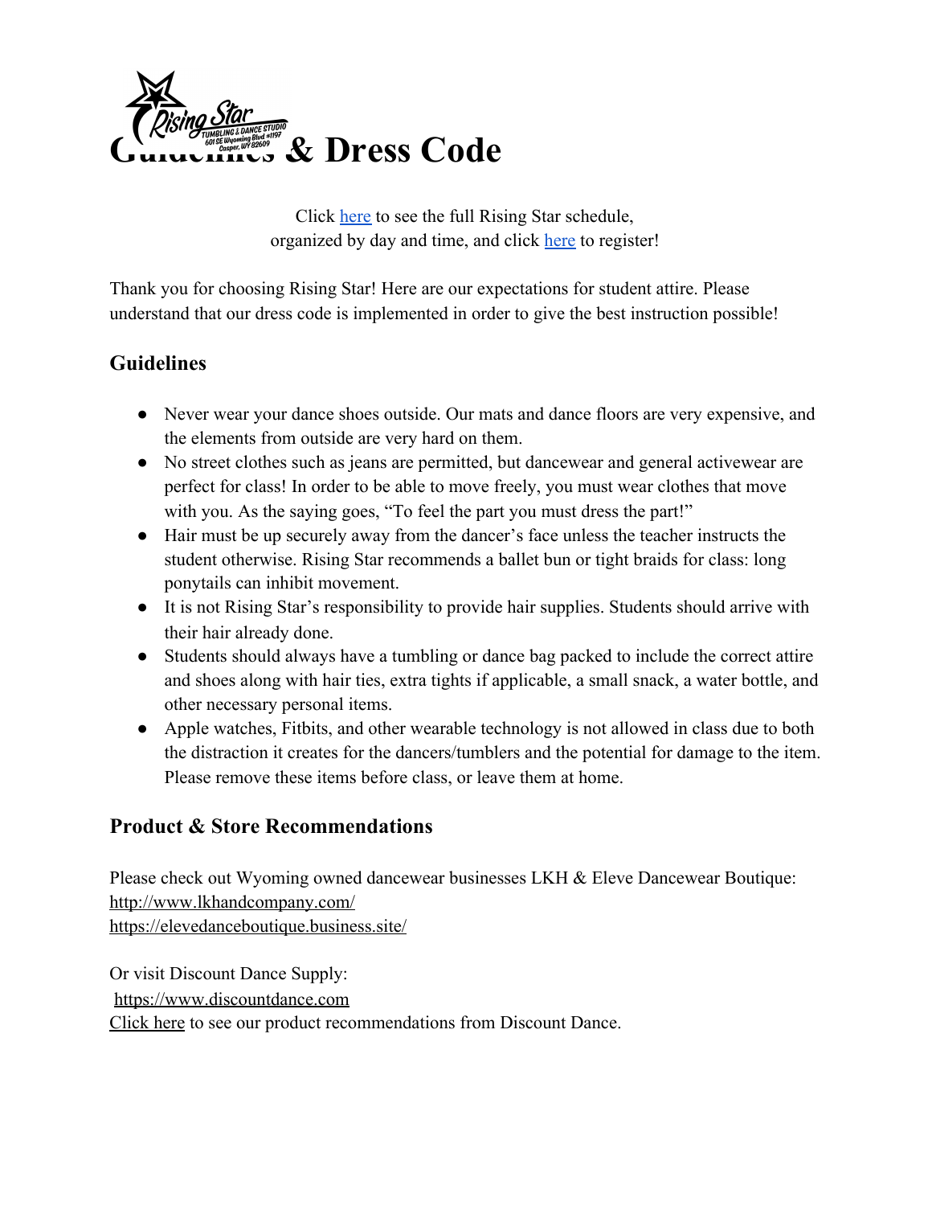# Guidelines & Dress Code

Click [here] to see the full Rising Star schedule, organized by day and time, and click [here] to register!

Thank you for choosing Rising Star! Here are our expectations for student attire. Please understand that our dress code is implemented in order to give the best instruction possible!

## Guidelines

- Never wear your dance shoes outside. Our mats and dance floors are very expensive, and the elements from outside are very hard on them.
- No street clothes such as jeans are permitted, but dancewear and general activewear are perfect for class! In order to be able to move freely, you must wear clothes that move with you. As the saying goes, "To feel the part you must dress the part!"
- Hair must be up securely away from the dancer's face unless the teacher instructs the student otherwise. Rising Star recommends a ballet bun or tight braids for class: long ponytails can inhibit movement.
- It is not Rising Star's responsibility to provide hair supplies. Students should arrive with their hair already done.
- Students should always have a tumbling or dance bag packed to include the correct attire and shoes along with hair ties, extra tights if applicable, a small snack, a water bottle, and other necessary personal items.
- Apple watches, Fitbits, and other wearable technology is not allowed in class due to both the distraction it creates for the dancers/tumblers and the potential for damage to the item. Please remove these items before class, or leave them at home.

## Product & Store Recommendations

Please check out Wyoming owned dancewear businesses LKH & Eleve Dancewear Boutique:
http://www.lkhandcompany.com/
https://elevedanceboutique.business.site/

Or visit Discount Dance Supply:
https://www.discountdance.com
Click here to see our product recommendations from Discount Dance.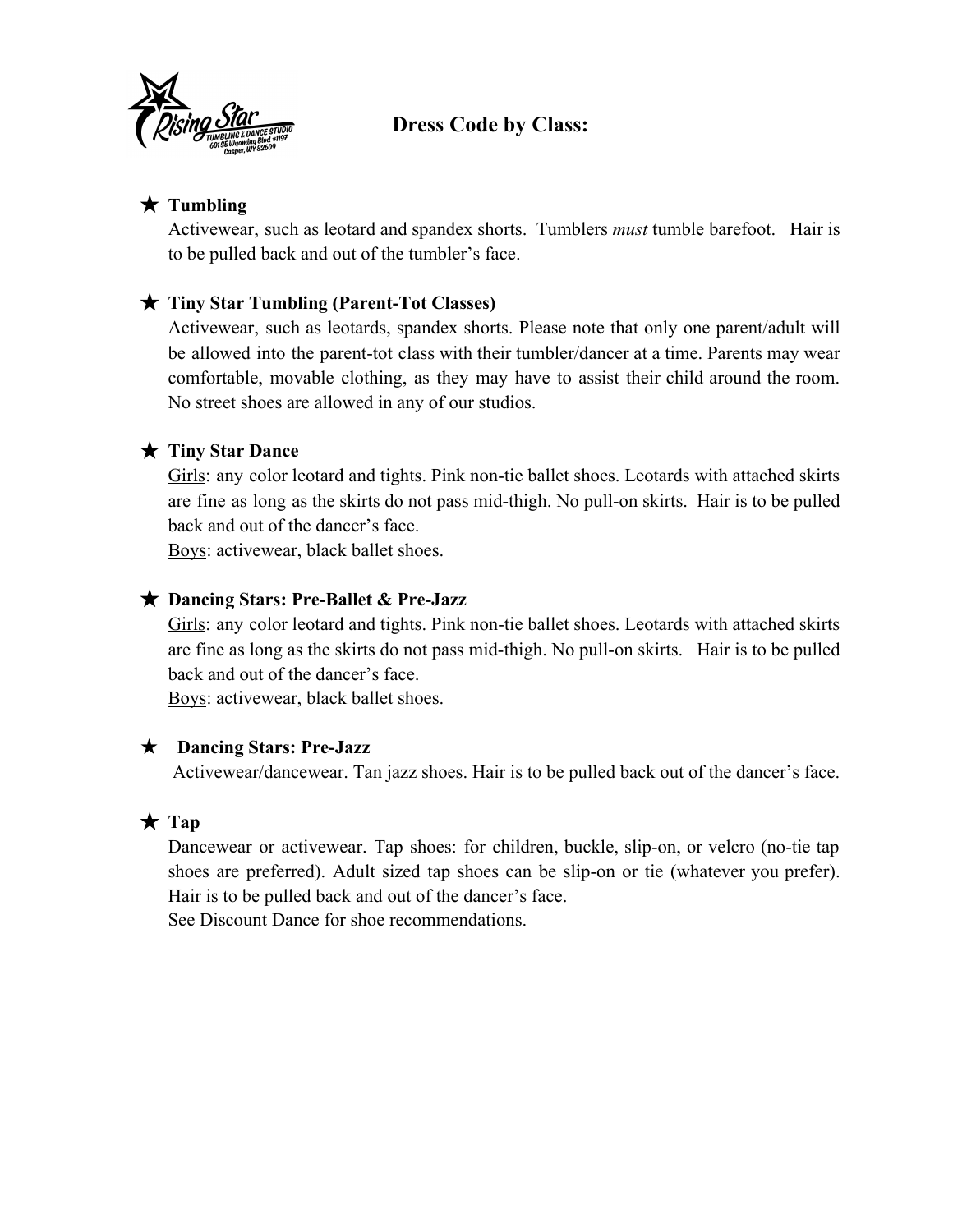# Dress Code by Class:

★ **Tumbling**

Activewear, such as leotard and spandex shorts. Tumblers *must* tumble barefoot. Hair is to be pulled back and out of the tumbler's face.

★ **Tiny Star Tumbling (Parent-Tot Classes)**

Activewear, such as leotards, spandex shorts. Please note that only one parent/adult will be allowed into the parent-tot class with their tumbler/dancer at a time. Parents may wear comfortable, movable clothing, as they may have to assist their child around the room. No street shoes are allowed in any of our studios.

★ **Tiny Star Dance**

Girls: any color leotard and tights. Pink non-tie ballet shoes. Leotards with attached skirts are fine as long as the skirts do not pass mid-thigh. No pull-on skirts. Hair is to be pulled back and out of the dancer's face.

Boys: activewear, black ballet shoes.

★ **Dancing Stars: Pre-Ballet & Pre-Jazz**

Girls: any color leotard and tights. Pink non-tie ballet shoes. Leotards with attached skirts are fine as long as the skirts do not pass mid-thigh. No pull-on skirts. Hair is to be pulled back and out of the dancer's face.

Boys: activewear, black ballet shoes.

★ **Dancing Stars: Pre-Jazz**

Activewear/dancewear. Tan jazz shoes. Hair is to be pulled back out of the dancer's face.

★ **Tap**

Dancewear or activewear. Tap shoes: for children, buckle, slip-on, or velcro (no-tie tap shoes are preferred). Adult sized tap shoes can be slip-on or tie (whatever you prefer). Hair is to be pulled back and out of the dancer's face.

See Discount Dance for shoe recommendations.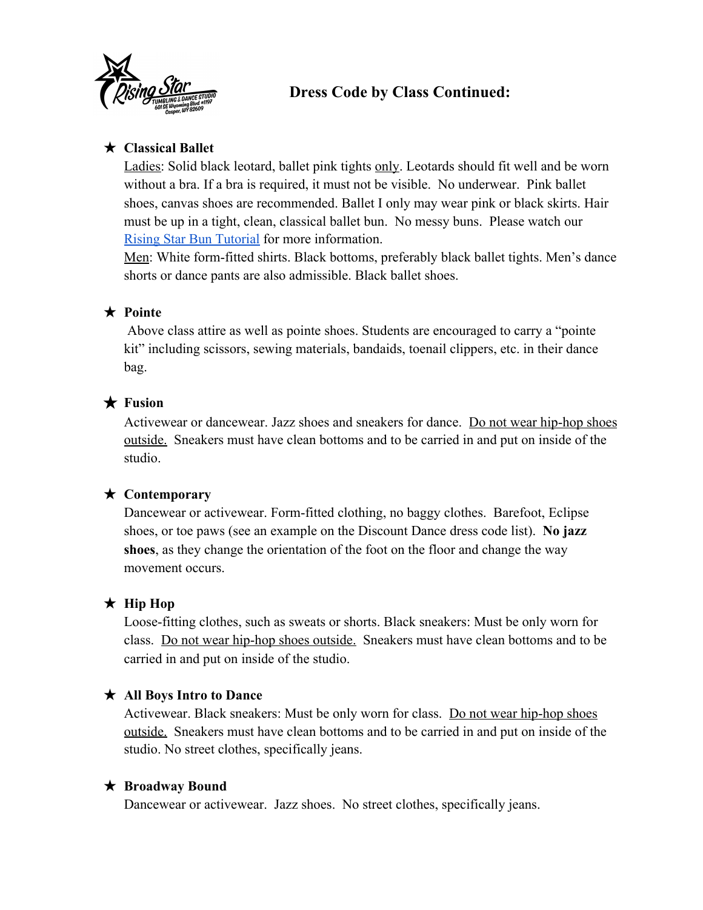# Dress Code by Class Continued:

★ **Classical Ballet**

Ladies: Solid black leotard, ballet pink tights only. Leotards should fit well and be worn without a bra. If a bra is required, it must not be visible. No underwear. Pink ballet shoes, canvas shoes are recommended. Ballet I only may wear pink or black skirts. Hair must be up in a tight, clean, classical ballet bun. No messy buns. Please watch our Rising Star Bun Tutorial for more information.

Men: White form-fitted shirts. Black bottoms, preferably black ballet tights. Men's dance shorts or dance pants are also admissible. Black ballet shoes.

★ **Pointe**

Above class attire as well as pointe shoes. Students are encouraged to carry a "pointe kit" including scissors, sewing materials, bandaids, toenail clippers, etc. in their dance bag.

★ **Fusion**

Activewear or dancewear. Jazz shoes and sneakers for dance. Do not wear hip-hop shoes outside. Sneakers must have clean bottoms and to be carried in and put on inside of the studio.

★ **Contemporary**

Dancewear or activewear. Form-fitted clothing, no baggy clothes. Barefoot, Eclipse shoes, or toe paws (see an example on the Discount Dance dress code list). **No jazz shoes**, as they change the orientation of the foot on the floor and change the way movement occurs.

★ **Hip Hop**

Loose-fitting clothes, such as sweats or shorts. Black sneakers: Must be only worn for class. Do not wear hip-hop shoes outside. Sneakers must have clean bottoms and to be carried in and put on inside of the studio.

★ **All Boys Intro to Dance**

Activewear. Black sneakers: Must be only worn for class. Do not wear hip-hop shoes outside. Sneakers must have clean bottoms and to be carried in and put on inside of the studio. No street clothes, specifically jeans.

★ **Broadway Bound**

Dancewear or activewear. Jazz shoes. No street clothes, specifically jeans.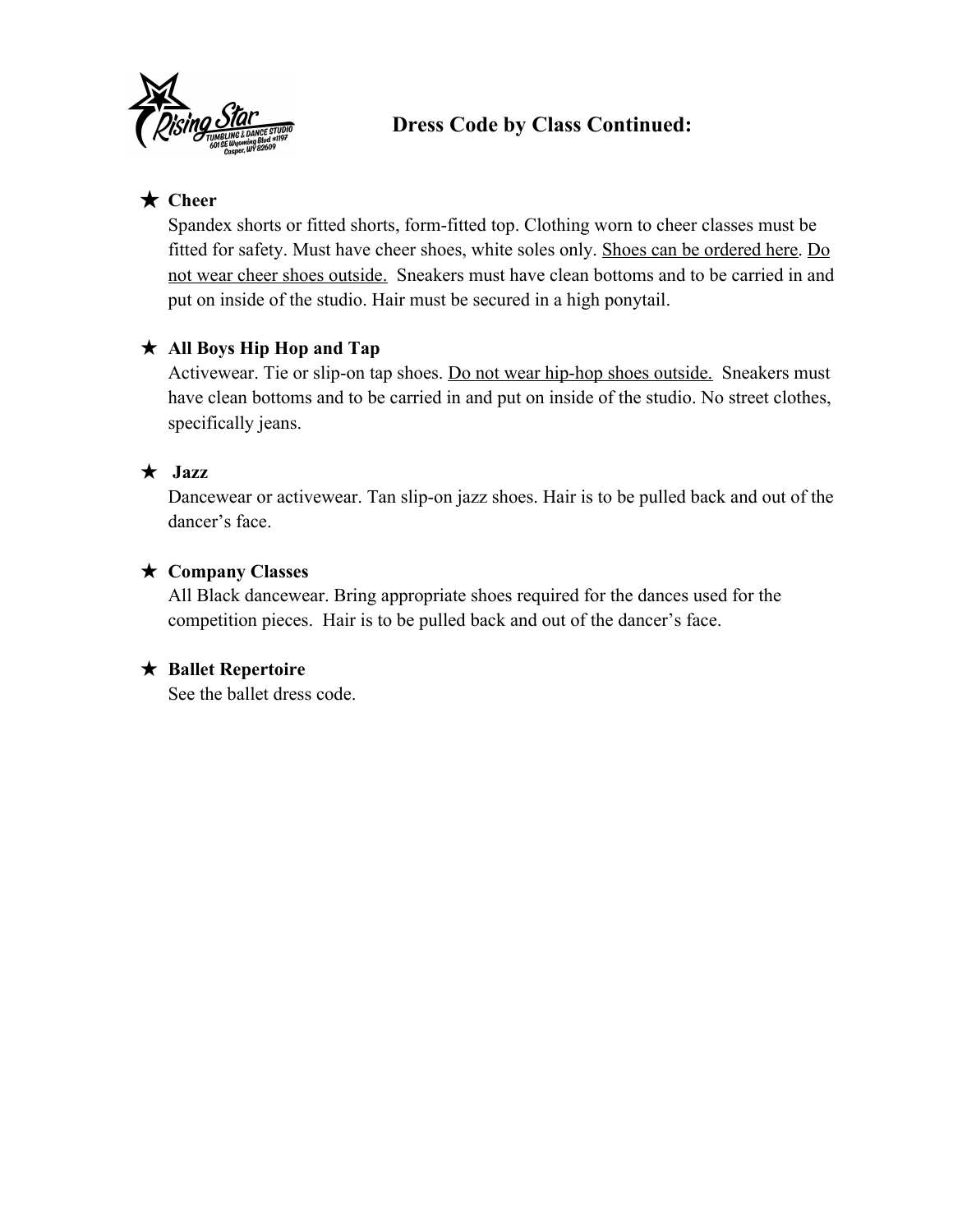## Dress Code by Class Continued:

- **Cheer**
  Spandex shorts or fitted shorts, form-fitted top. Clothing worn to cheer classes must be fitted for safety. Must have cheer shoes, white soles only. Shoes can be ordered here. Do not wear cheer shoes outside. Sneakers must have clean bottoms and to be carried in and put on inside of the studio. Hair must be secured in a high ponytail.

- **All Boys Hip Hop and Tap**
  Activewear. Tie or slip-on tap shoes. Do not wear hip-hop shoes outside. Sneakers must have clean bottoms and to be carried in and put on inside of the studio. No street clothes, specifically jeans.

- **Jazz**
  Dancewear or activewear. Tan slip-on jazz shoes. Hair is to be pulled back and out of the dancer's face.

- **Company Classes**
  All Black dancewear. Bring appropriate shoes required for the dances used for the competition pieces. Hair is to be pulled back and out of the dancer's face.

- **Ballet Repertoire**
  See the ballet dress code.